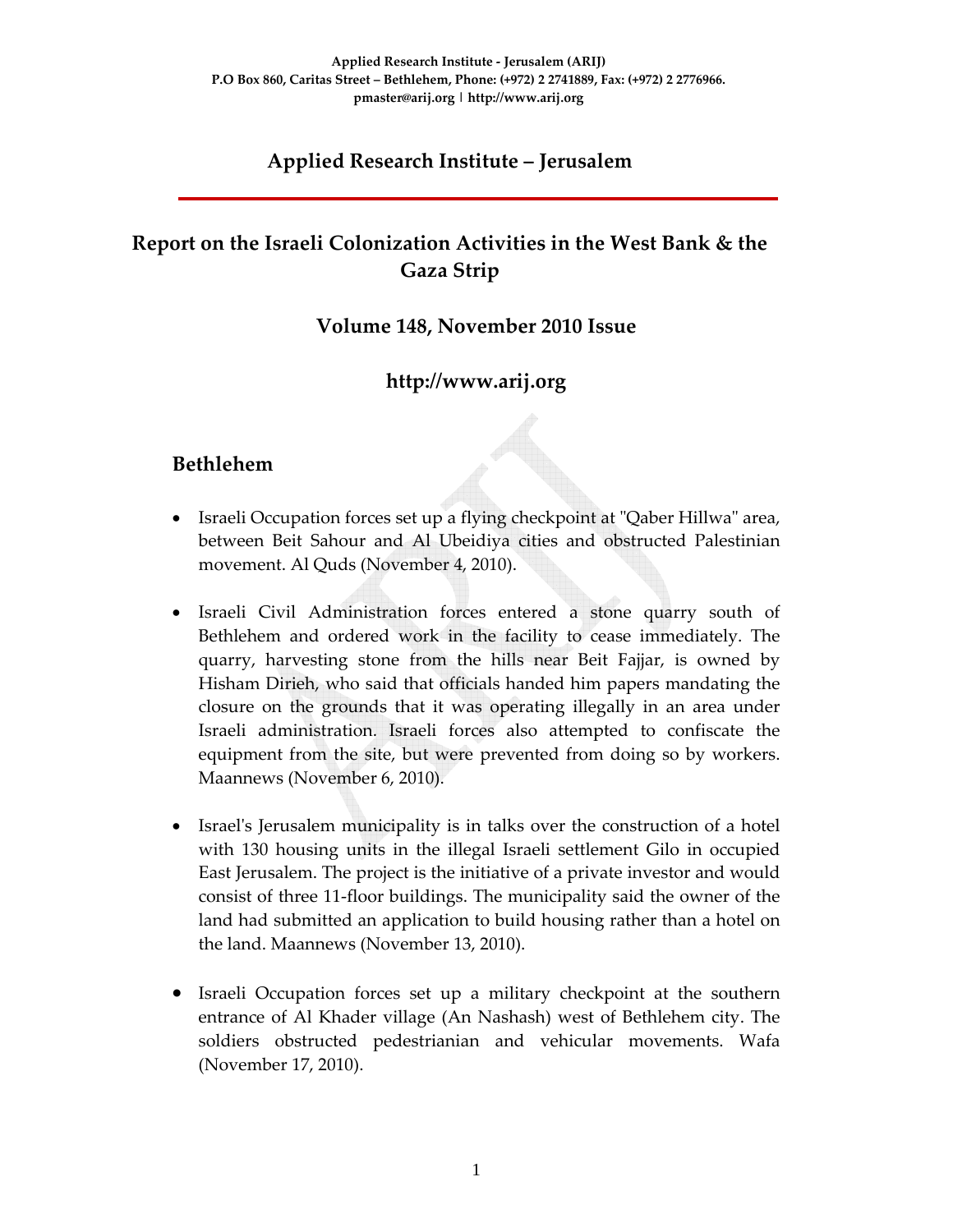Applied Research Institute - Jerusalem (ARIJ)
P.O Box 860, Caritas Street – Bethlehem, Phone: (+972) 2 2741889, Fax: (+972) 2 2776966.
pmaster@arij.org | http://www.arij.org

# Applied Research Institute – Jerusalem

## Report on the Israeli Colonization Activities in the West Bank & the Gaza Strip

### Volume 148, November 2010 Issue

### http://www.arij.org

## Bethlehem

- Israeli Occupation forces set up a flying checkpoint at "Qaber Hillwa" area, between Beit Sahour and Al Ubeidiya cities and obstructed Palestinian movement. Al Quds (November 4, 2010).

- Israeli Civil Administration forces entered a stone quarry south of Bethlehem and ordered work in the facility to cease immediately. The quarry, harvesting stone from the hills near Beit Fajjar, is owned by Hisham Dirieh, who said that officials handed him papers mandating the closure on the grounds that it was operating illegally in an area under Israeli administration. Israeli forces also attempted to confiscate the equipment from the site, but were prevented from doing so by workers. Maannews (November 6, 2010).

- Israel's Jerusalem municipality is in talks over the construction of a hotel with 130 housing units in the illegal Israeli settlement Gilo in occupied East Jerusalem. The project is the initiative of a private investor and would consist of three 11-floor buildings. The municipality said the owner of the land had submitted an application to build housing rather than a hotel on the land. Maannews (November 13, 2010).

- Israeli Occupation forces set up a military checkpoint at the southern entrance of Al Khader village (An Nashash) west of Bethlehem city. The soldiers obstructed pedestrianian and vehicular movements. Wafa (November 17, 2010).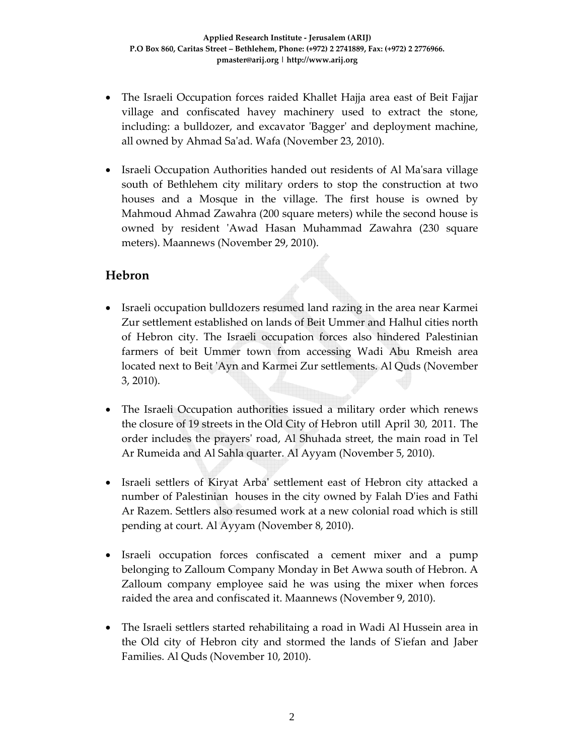- The Israeli Occupation forces raided Khallet Hajja area east of Beit Fajjar village and confiscated havey machinery used to extract the stone, including: a bulldozer, and excavator 'Bagger' and deployment machine, all owned by Ahmad Sa'ad. Wafa (November 23, 2010).

- Israeli Occupation Authorities handed out residents of Al Ma'sara village south of Bethlehem city military orders to stop the construction at two houses and a Mosque in the village. The first house is owned by Mahmoud Ahmad Zawahra (200 square meters) while the second house is owned by resident 'Awad Hasan Muhammad Zawahra (230 square meters). Maannews (November 29, 2010).

## Hebron

- Israeli occupation bulldozers resumed land razing in the area near Karmei Zur settlement established on lands of Beit Ummer and Halhul cities north of Hebron city. The Israeli occupation forces also hindered Palestinian farmers of beit Ummer town from accessing Wadi Abu Rmeish area located next to Beit 'Ayn and Karmei Zur settlements. Al Quds (November 3, 2010).

- The Israeli Occupation authorities issued a military order which renews the closure of 19 streets in the Old City of Hebron utill April 30, 2011. The order includes the prayers' road, Al Shuhada street, the main road in Tel Ar Rumeida and Al Sahla quarter. Al Ayyam (November 5, 2010).

- Israeli settlers of Kiryat Arba' settlement east of Hebron city attacked a number of Palestinian houses in the city owned by Falah D'ies and Fathi Ar Razem. Settlers also resumed work at a new colonial road which is still pending at court. Al Ayyam (November 8, 2010).

- Israeli occupation forces confiscated a cement mixer and a pump belonging to Zalloum Company Monday in Bet Awwa south of Hebron. A Zalloum company employee said he was using the mixer when forces raided the area and confiscated it. Maannews (November 9, 2010).

- The Israeli settlers started rehabilitaing a road in Wadi Al Hussein area in the Old city of Hebron city and stormed the lands of S'iefan and Jaber Families. Al Quds (November 10, 2010).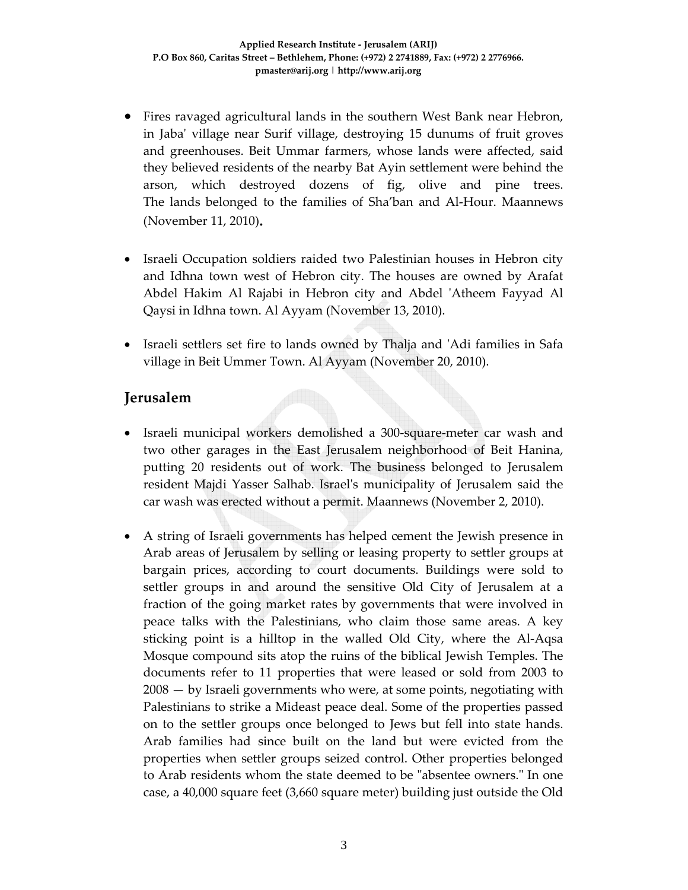- Fires ravaged agricultural lands in the southern West Bank near Hebron, in Jaba' village near Surif village, destroying 15 dunums of fruit groves and greenhouses. Beit Ummar farmers, whose lands were affected, said they believed residents of the nearby Bat Ayin settlement were behind the arson, which destroyed dozens of fig, olive and pine trees. The lands belonged to the families of Sha'ban and Al-Hour. Maannews (November 11, 2010).

- Israeli Occupation soldiers raided two Palestinian houses in Hebron city and Idhna town west of Hebron city. The houses are owned by Arafat Abdel Hakim Al Rajabi in Hebron city and Abdel 'Atheem Fayyad Al Qaysi in Idhna town. Al Ayyam (November 13, 2010).

- Israeli settlers set fire to lands owned by Thalja and 'Adi families in Safa village in Beit Ummer Town. Al Ayyam (November 20, 2010).

## Jerusalem

- Israeli municipal workers demolished a 300-square-meter car wash and two other garages in the East Jerusalem neighborhood of Beit Hanina, putting 20 residents out of work. The business belonged to Jerusalem resident Majdi Yasser Salhab. Israel's municipality of Jerusalem said the car wash was erected without a permit. Maannews (November 2, 2010).

- A string of Israeli governments has helped cement the Jewish presence in Arab areas of Jerusalem by selling or leasing property to settler groups at bargain prices, according to court documents. Buildings were sold to settler groups in and around the sensitive Old City of Jerusalem at a fraction of the going market rates by governments that were involved in peace talks with the Palestinians, who claim those same areas. A key sticking point is a hilltop in the walled Old City, where the Al-Aqsa Mosque compound sits atop the ruins of the biblical Jewish Temples. The documents refer to 11 properties that were leased or sold from 2003 to 2008 — by Israeli governments who were, at some points, negotiating with Palestinians to strike a Mideast peace deal. Some of the properties passed on to the settler groups once belonged to Jews but fell into state hands. Arab families had since built on the land but were evicted from the properties when settler groups seized control. Other properties belonged to Arab residents whom the state deemed to be "absentee owners." In one case, a 40,000 square feet (3,660 square meter) building just outside the Old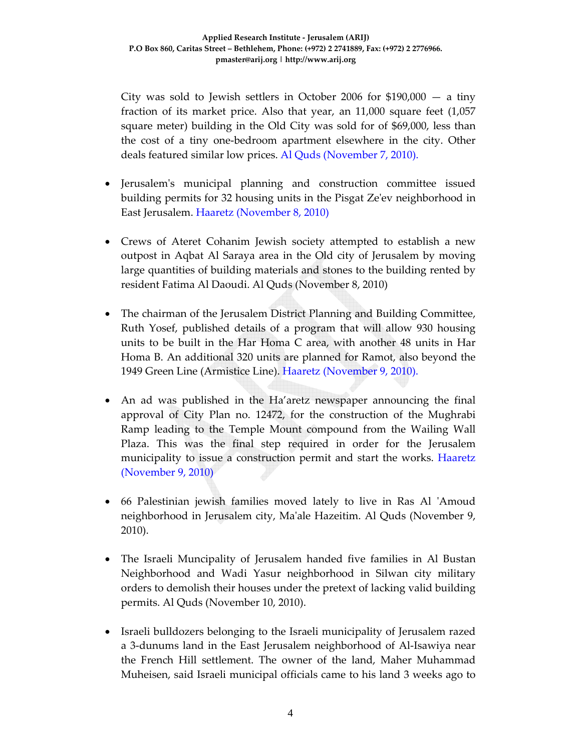City was sold to Jewish settlers in October 2006 for $190,000 — a tiny fraction of its market price. Also that year, an 11,000 square feet (1,057 square meter) building in the Old City was sold for of $69,000, less than the cost of a tiny one-bedroom apartment elsewhere in the city. Other deals featured similar low prices. Al Quds (November 7, 2010).

- Jerusalem's municipal planning and construction committee issued building permits for 32 housing units in the Pisgat Ze'ev neighborhood in East Jerusalem. Haaretz (November 8, 2010)

- Crews of Ateret Cohanim Jewish society attempted to establish a new outpost in Aqbat Al Saraya area in the Old city of Jerusalem by moving large quantities of building materials and stones to the building rented by resident Fatima Al Daoudi. Al Quds (November 8, 2010)

- The chairman of the Jerusalem District Planning and Building Committee, Ruth Yosef, published details of a program that will allow 930 housing units to be built in the Har Homa C area, with another 48 units in Har Homa B. An additional 320 units are planned for Ramot, also beyond the 1949 Green Line (Armistice Line). Haaretz (November 9, 2010).

- An ad was published in the Ha'aretz newspaper announcing the final approval of City Plan no. 12472, for the construction of the Mughrabi Ramp leading to the Temple Mount compound from the Wailing Wall Plaza. This was the final step required in order for the Jerusalem municipality to issue a construction permit and start the works. Haaretz (November 9, 2010)

- 66 Palestinian jewish families moved lately to live in Ras Al 'Amoud neighborhood in Jerusalem city, Ma'ale Hazeitim. Al Quds (November 9, 2010).

- The Israeli Muncipality of Jerusalem handed five families in Al Bustan Neighborhood and Wadi Yasur neighborhood in Silwan city military orders to demolish their houses under the pretext of lacking valid building permits. Al Quds (November 10, 2010).

- Israeli bulldozers belonging to the Israeli municipality of Jerusalem razed a 3-dunums land in the East Jerusalem neighborhood of Al-Isawiya near the French Hill settlement. The owner of the land, Maher Muhammad Muheisen, said Israeli municipal officials came to his land 3 weeks ago to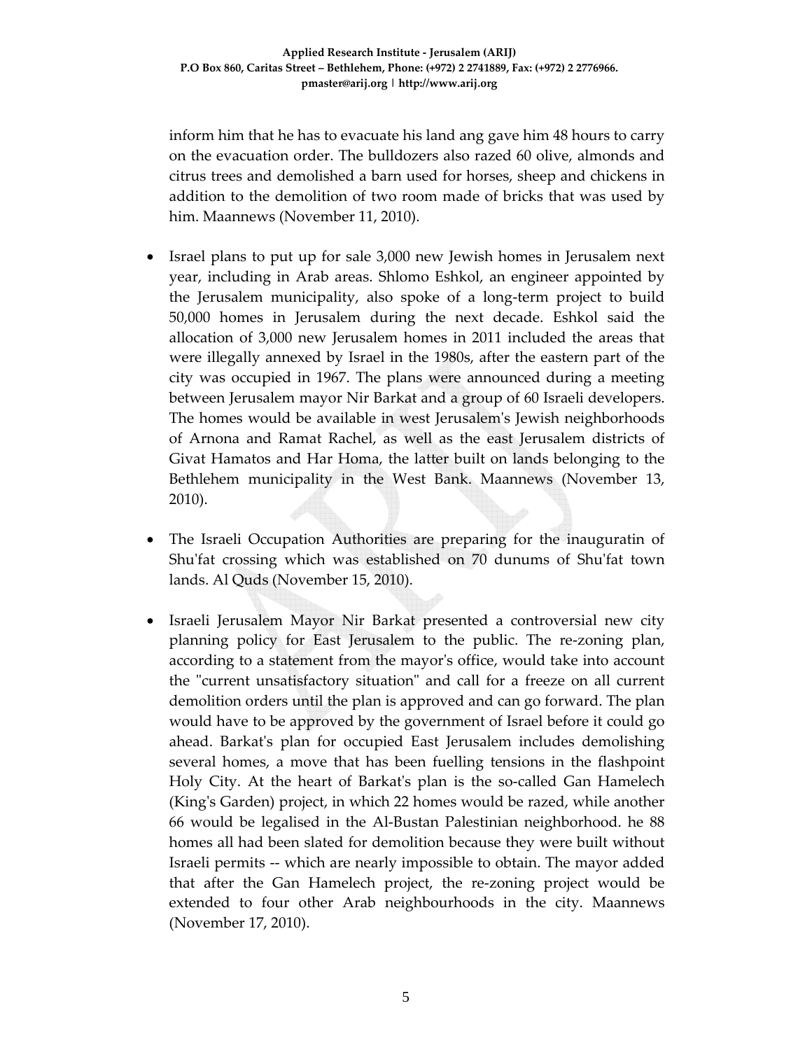inform him that he has to evacuate his land ang gave him 48 hours to carry on the evacuation order. The bulldozers also razed 60 olive, almonds and citrus trees and demolished a barn used for horses, sheep and chickens in addition to the demolition of two room made of bricks that was used by him. Maannews (November 11, 2010).

- Israel plans to put up for sale 3,000 new Jewish homes in Jerusalem next year, including in Arab areas. Shlomo Eshkol, an engineer appointed by the Jerusalem municipality, also spoke of a long-term project to build 50,000 homes in Jerusalem during the next decade. Eshkol said the allocation of 3,000 new Jerusalem homes in 2011 included the areas that were illegally annexed by Israel in the 1980s, after the eastern part of the city was occupied in 1967. The plans were announced during a meeting between Jerusalem mayor Nir Barkat and a group of 60 Israeli developers. The homes would be available in west Jerusalem's Jewish neighborhoods of Arnona and Ramat Rachel, as well as the east Jerusalem districts of Givat Hamatos and Har Homa, the latter built on lands belonging to the Bethlehem municipality in the West Bank. Maannews (November 13, 2010).

- The Israeli Occupation Authorities are preparing for the inauguratin of Shu'fat crossing which was established on 70 dunums of Shu'fat town lands. Al Quds (November 15, 2010).

- Israeli Jerusalem Mayor Nir Barkat presented a controversial new city planning policy for East Jerusalem to the public. The re-zoning plan, according to a statement from the mayor's office, would take into account the "current unsatisfactory situation" and call for a freeze on all current demolition orders until the plan is approved and can go forward. The plan would have to be approved by the government of Israel before it could go ahead. Barkat's plan for occupied East Jerusalem includes demolishing several homes, a move that has been fuelling tensions in the flashpoint Holy City. At the heart of Barkat's plan is the so-called Gan Hamelech (King's Garden) project, in which 22 homes would be razed, while another 66 would be legalised in the Al-Bustan Palestinian neighborhood. he 88 homes all had been slated for demolition because they were built without Israeli permits -- which are nearly impossible to obtain. The mayor added that after the Gan Hamelech project, the re-zoning project would be extended to four other Arab neighbourhoods in the city. Maannews (November 17, 2010).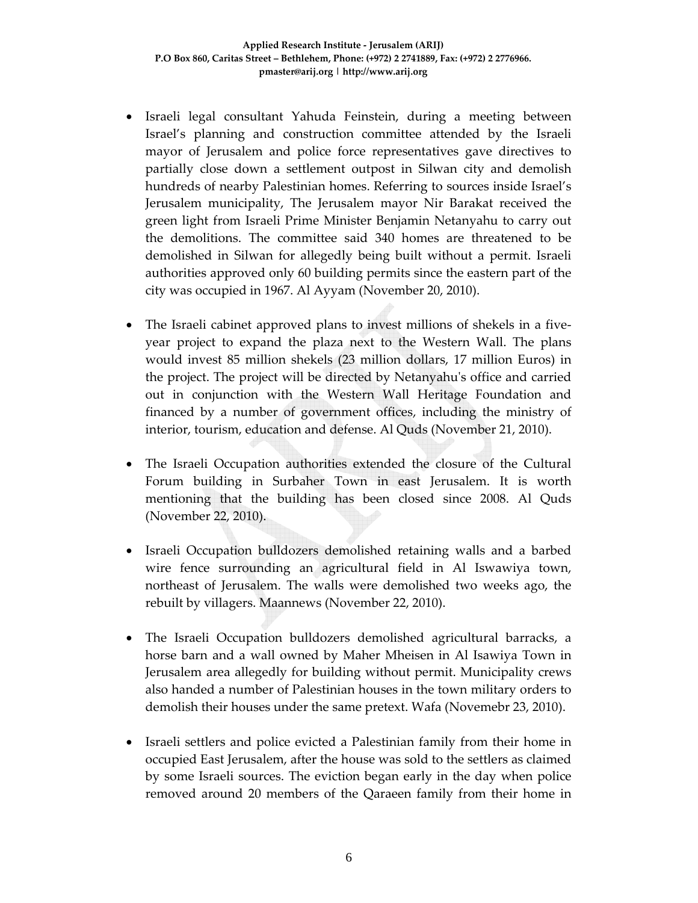- Israeli legal consultant Yahuda Feinstein, during a meeting between Israel's planning and construction committee attended by the Israeli mayor of Jerusalem and police force representatives gave directives to partially close down a settlement outpost in Silwan city and demolish hundreds of nearby Palestinian homes. Referring to sources inside Israel's Jerusalem municipality, The Jerusalem mayor Nir Barakat received the green light from Israeli Prime Minister Benjamin Netanyahu to carry out the demolitions. The committee said 340 homes are threatened to be demolished in Silwan for allegedly being built without a permit. Israeli authorities approved only 60 building permits since the eastern part of the city was occupied in 1967. Al Ayyam (November 20, 2010).

- The Israeli cabinet approved plans to invest millions of shekels in a five-year project to expand the plaza next to the Western Wall. The plans would invest 85 million shekels (23 million dollars, 17 million Euros) in the project. The project will be directed by Netanyahu's office and carried out in conjunction with the Western Wall Heritage Foundation and financed by a number of government offices, including the ministry of interior, tourism, education and defense. Al Quds (November 21, 2010).

- The Israeli Occupation authorities extended the closure of the Cultural Forum building in Surbaher Town in east Jerusalem. It is worth mentioning that the building has been closed since 2008. Al Quds (November 22, 2010).

- Israeli Occupation bulldozers demolished retaining walls and a barbed wire fence surrounding an agricultural field in Al Iswawiya town, northeast of Jerusalem. The walls were demolished two weeks ago, the rebuilt by villagers. Maannews (November 22, 2010).

- The Israeli Occupation bulldozers demolished agricultural barracks, a horse barn and a wall owned by Maher Mheisen in Al Isawiya Town in Jerusalem area allegedly for building without permit. Municipality crews also handed a number of Palestinian houses in the town military orders to demolish their houses under the same pretext. Wafa (Novemebr 23, 2010).

- Israeli settlers and police evicted a Palestinian family from their home in occupied East Jerusalem, after the house was sold to the settlers as claimed by some Israeli sources. The eviction began early in the day when police removed around 20 members of the Qaraeen family from their home in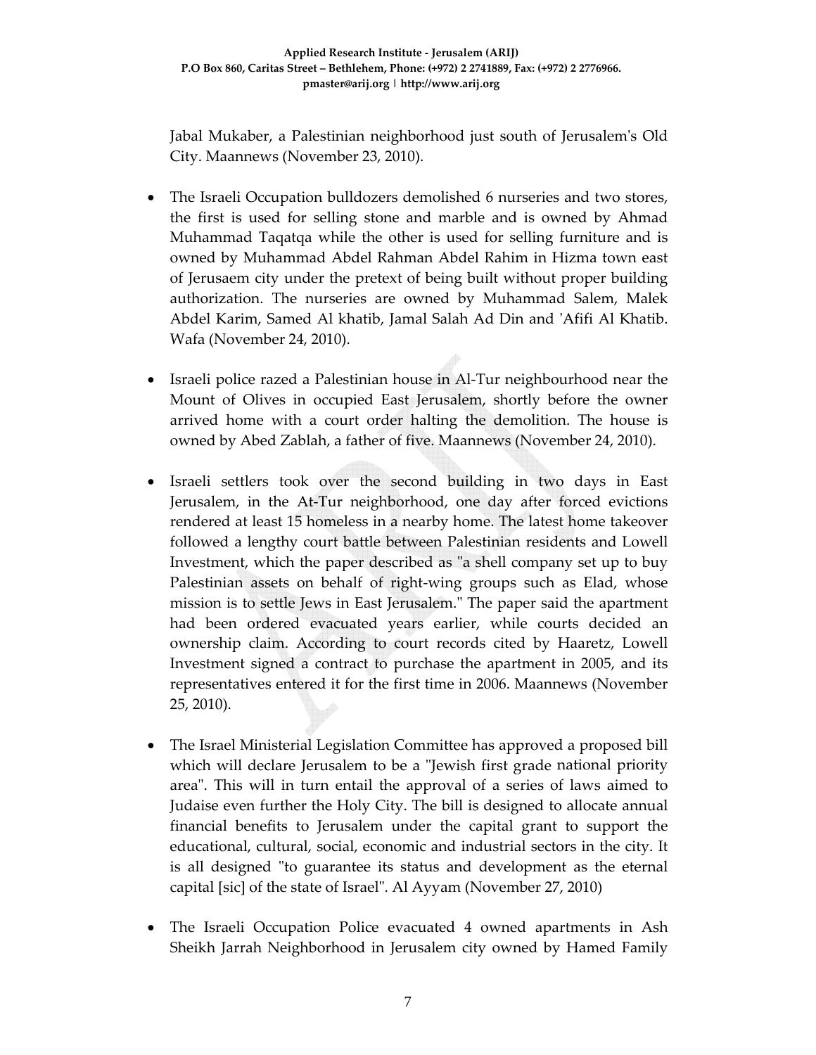Jabal Mukaber, a Palestinian neighborhood just south of Jerusalem's Old City. Maannews (November 23, 2010).

- The Israeli Occupation bulldozers demolished 6 nurseries and two stores, the first is used for selling stone and marble and is owned by Ahmad Muhammad Taqatqa while the other is used for selling furniture and is owned by Muhammad Abdel Rahman Abdel Rahim in Hizma town east of Jerusaem city under the pretext of being built without proper building authorization. The nurseries are owned by Muhammad Salem, Malek Abdel Karim, Samed Al khatib, Jamal Salah Ad Din and 'Afifi Al Khatib. Wafa (November 24, 2010).

- Israeli police razed a Palestinian house in Al-Tur neighbourhood near the Mount of Olives in occupied East Jerusalem, shortly before the owner arrived home with a court order halting the demolition. The house is owned by Abed Zablah, a father of five. Maannews (November 24, 2010).

- Israeli settlers took over the second building in two days in East Jerusalem, in the At-Tur neighborhood, one day after forced evictions rendered at least 15 homeless in a nearby home. The latest home takeover followed a lengthy court battle between Palestinian residents and Lowell Investment, which the paper described as "a shell company set up to buy Palestinian assets on behalf of right-wing groups such as Elad, whose mission is to settle Jews in East Jerusalem." The paper said the apartment had been ordered evacuated years earlier, while courts decided an ownership claim. According to court records cited by Haaretz, Lowell Investment signed a contract to purchase the apartment in 2005, and its representatives entered it for the first time in 2006. Maannews (November 25, 2010).

- The Israel Ministerial Legislation Committee has approved a proposed bill which will declare Jerusalem to be a "Jewish first grade national priority area". This will in turn entail the approval of a series of laws aimed to Judaise even further the Holy City. The bill is designed to allocate annual financial benefits to Jerusalem under the capital grant to support the educational, cultural, social, economic and industrial sectors in the city. It is all designed "to guarantee its status and development as the eternal capital [sic] of the state of Israel". Al Ayyam (November 27, 2010)

- The Israeli Occupation Police evacuated 4 owned apartments in Ash Sheikh Jarrah Neighborhood in Jerusalem city owned by Hamed Family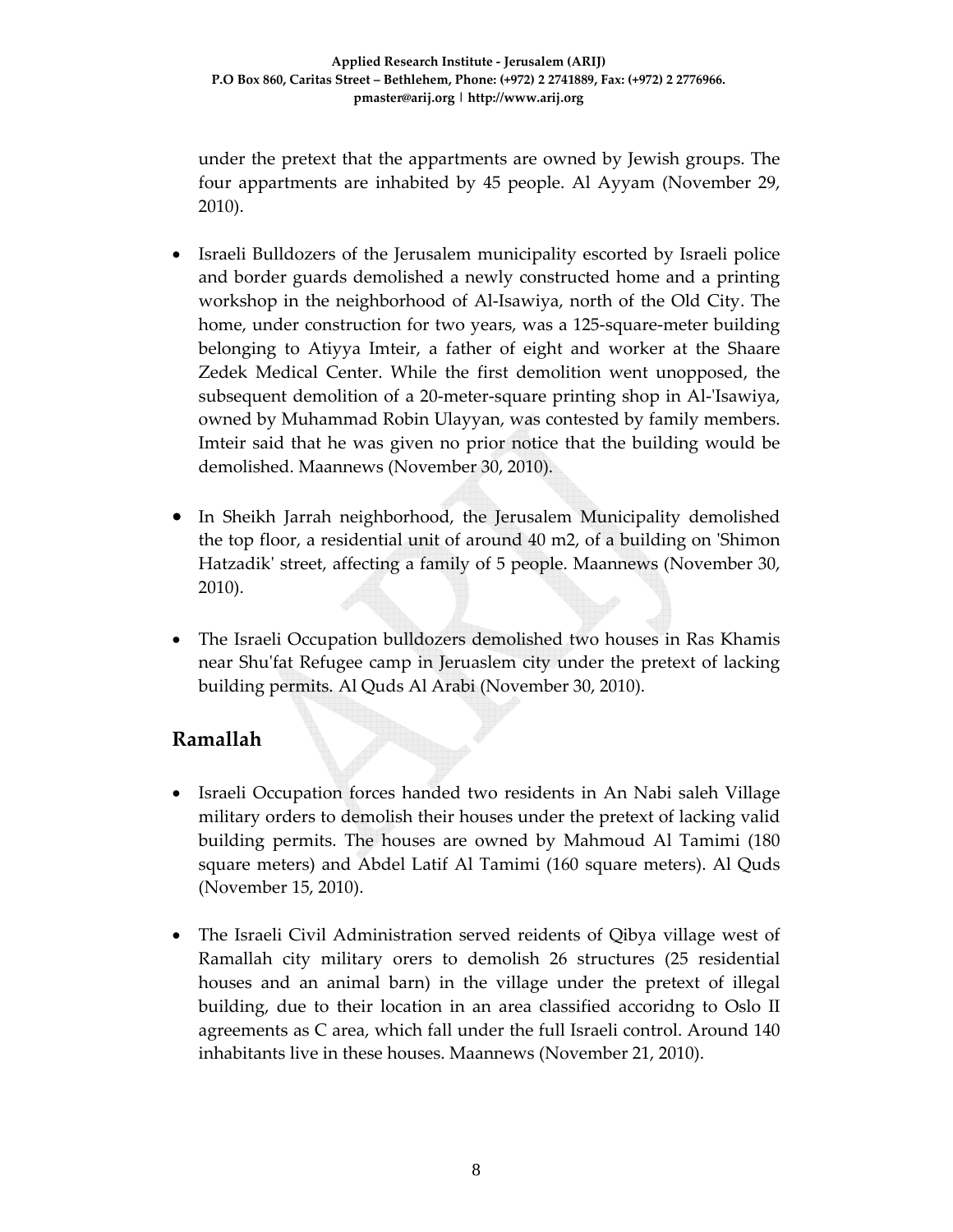under the pretext that the appartments are owned by Jewish groups. The four appartments are inhabited by 45 people. Al Ayyam (November 29, 2010).

- Israeli Bulldozers of the Jerusalem municipality escorted by Israeli police and border guards demolished a newly constructed home and a printing workshop in the neighborhood of Al-Isawiya, north of the Old City. The home, under construction for two years, was a 125-square-meter building belonging to Atiyya Imteir, a father of eight and worker at the Shaare Zedek Medical Center. While the first demolition went unopposed, the subsequent demolition of a 20-meter-square printing shop in Al-'Isawiya, owned by Muhammad Robin Ulayyan, was contested by family members. Imteir said that he was given no prior notice that the building would be demolished. Maannews (November 30, 2010).

- In Sheikh Jarrah neighborhood, the Jerusalem Municipality demolished the top floor, a residential unit of around 40 m2, of a building on 'Shimon Hatzadik' street, affecting a family of 5 people. Maannews (November 30, 2010).

- The Israeli Occupation bulldozers demolished two houses in Ras Khamis near Shu'fat Refugee camp in Jeruaslem city under the pretext of lacking building permits. Al Quds Al Arabi (November 30, 2010).

## Ramallah

- Israeli Occupation forces handed two residents in An Nabi saleh Village military orders to demolish their houses under the pretext of lacking valid building permits. The houses are owned by Mahmoud Al Tamimi (180 square meters) and Abdel Latif Al Tamimi (160 square meters). Al Quds (November 15, 2010).

- The Israeli Civil Administration served reidents of Qibya village west of Ramallah city military orers to demolish 26 structures (25 residential houses and an animal barn) in the village under the pretext of illegal building, due to their location in an area classified accoridng to Oslo II agreements as C area, which fall under the full Israeli control. Around 140 inhabitants live in these houses. Maannews (November 21, 2010).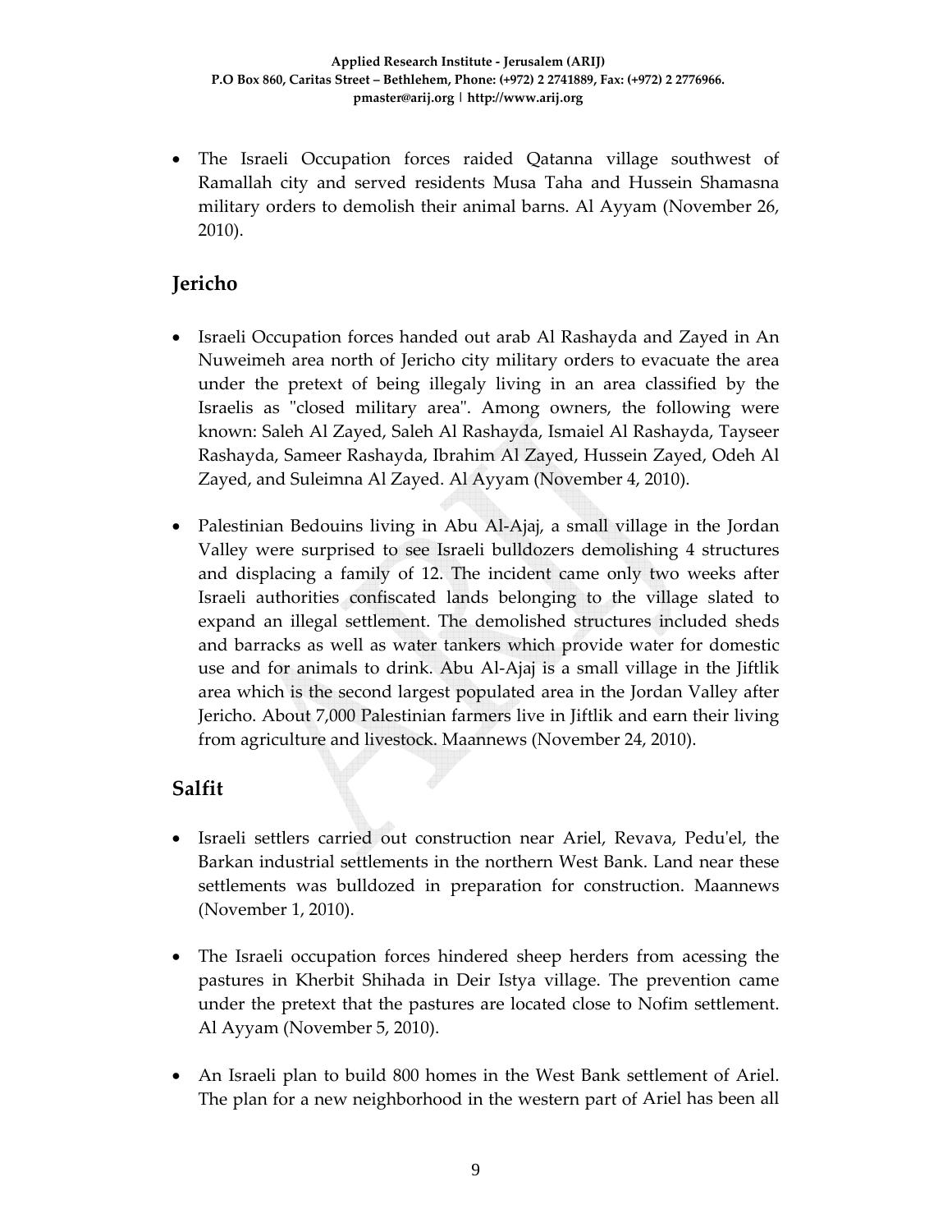- The Israeli Occupation forces raided Qatanna village southwest of Ramallah city and served residents Musa Taha and Hussein Shamasna military orders to demolish their animal barns. Al Ayyam (November 26, 2010).

## Jericho

- Israeli Occupation forces handed out arab Al Rashayda and Zayed in An Nuweimeh area north of Jericho city military orders to evacuate the area under the pretext of being illegaly living in an area classified by the Israelis as "closed military area". Among owners, the following were known: Saleh Al Zayed, Saleh Al Rashayda, Ismaiel Al Rashayda, Tayseer Rashayda, Sameer Rashayda, Ibrahim Al Zayed, Hussein Zayed, Odeh Al Zayed, and Suleimna Al Zayed. Al Ayyam (November 4, 2010).

- Palestinian Bedouins living in Abu Al-Ajaj, a small village in the Jordan Valley were surprised to see Israeli bulldozers demolishing 4 structures and displacing a family of 12. The incident came only two weeks after Israeli authorities confiscated lands belonging to the village slated to expand an illegal settlement. The demolished structures included sheds and barracks as well as water tankers which provide water for domestic use and for animals to drink. Abu Al-Ajaj is a small village in the Jiftlik area which is the second largest populated area in the Jordan Valley after Jericho. About 7,000 Palestinian farmers live in Jiftlik and earn their living from agriculture and livestock. Maannews (November 24, 2010).

## Salfit

- Israeli settlers carried out construction near Ariel, Revava, Pedu'el, the Barkan industrial settlements in the northern West Bank. Land near these settlements was bulldozed in preparation for construction. Maannews (November 1, 2010).

- The Israeli occupation forces hindered sheep herders from acessing the pastures in Kherbit Shihada in Deir Istya village. The prevention came under the pretext that the pastures are located close to Nofim settlement. Al Ayyam (November 5, 2010).

- An Israeli plan to build 800 homes in the West Bank settlement of Ariel. The plan for a new neighborhood in the western part of Ariel has been all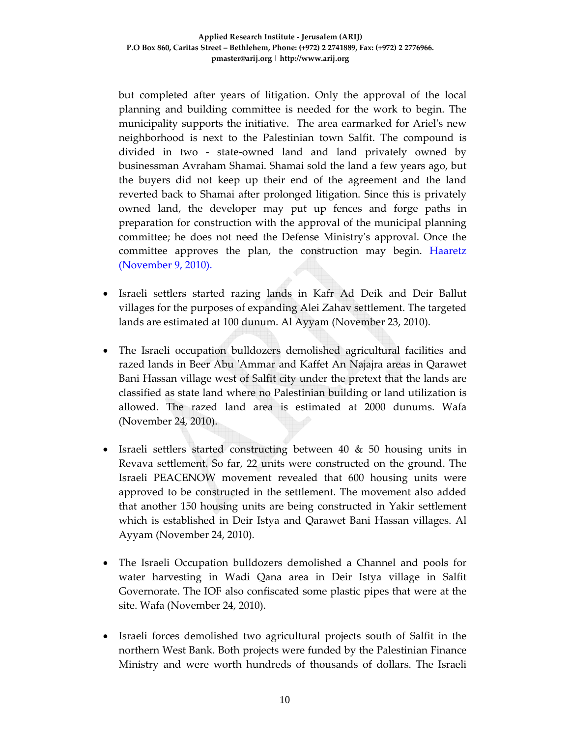but completed after years of litigation. Only the approval of the local planning and building committee is needed for the work to begin. The municipality supports the initiative. The area earmarked for Ariel's new neighborhood is next to the Palestinian town Salfit. The compound is divided in two - state-owned land and land privately owned by businessman Avraham Shamai. Shamai sold the land a few years ago, but the buyers did not keep up their end of the agreement and the land reverted back to Shamai after prolonged litigation. Since this is privately owned land, the developer may put up fences and forge paths in preparation for construction with the approval of the municipal planning committee; he does not need the Defense Ministry's approval. Once the committee approves the plan, the construction may begin. Haaretz (November 9, 2010).

- Israeli settlers started razing lands in Kafr Ad Deik and Deir Ballut villages for the purposes of expanding Alei Zahav settlement. The targeted lands are estimated at 100 dunum. Al Ayyam (November 23, 2010).

- The Israeli occupation bulldozers demolished agricultural facilities and razed lands in Beer Abu 'Ammar and Kaffet An Najajra areas in Qarawet Bani Hassan village west of Salfit city under the pretext that the lands are classified as state land where no Palestinian building or land utilization is allowed. The razed land area is estimated at 2000 dunums. Wafa (November 24, 2010).

- Israeli settlers started constructing between 40 & 50 housing units in Revava settlement. So far, 22 units were constructed on the ground. The Israeli PEACENOW movement revealed that 600 housing units were approved to be constructed in the settlement. The movement also added that another 150 housing units are being constructed in Yakir settlement which is established in Deir Istya and Qarawet Bani Hassan villages. Al Ayyam (November 24, 2010).

- The Israeli Occupation bulldozers demolished a Channel and pools for water harvesting in Wadi Qana area in Deir Istya village in Salfit Governorate. The IOF also confiscated some plastic pipes that were at the site. Wafa (November 24, 2010).

- Israeli forces demolished two agricultural projects south of Salfit in the northern West Bank. Both projects were funded by the Palestinian Finance Ministry and were worth hundreds of thousands of dollars. The Israeli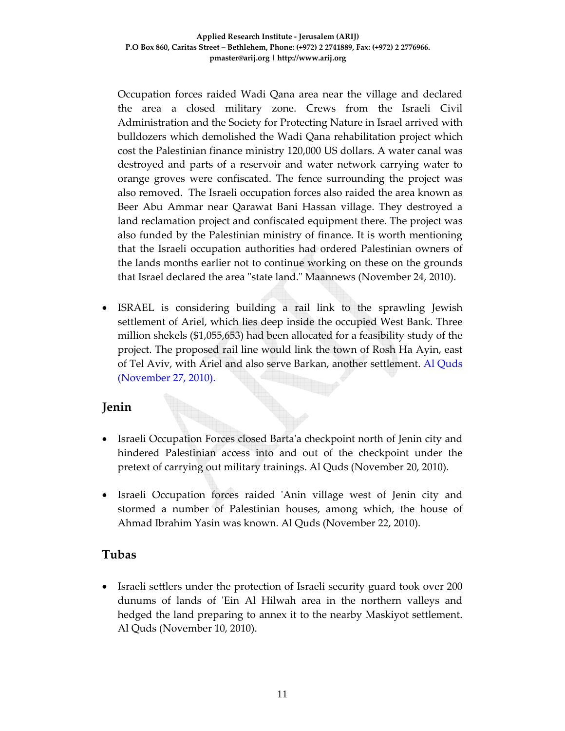Occupation forces raided Wadi Qana area near the village and declared the area a closed military zone. Crews from the Israeli Civil Administration and the Society for Protecting Nature in Israel arrived with bulldozers which demolished the Wadi Qana rehabilitation project which cost the Palestinian finance ministry 120,000 US dollars. A water canal was destroyed and parts of a reservoir and water network carrying water to orange groves were confiscated. The fence surrounding the project was also removed. The Israeli occupation forces also raided the area known as Beer Abu Ammar near Qarawat Bani Hassan village. They destroyed a land reclamation project and confiscated equipment there. The project was also funded by the Palestinian ministry of finance. It is worth mentioning that the Israeli occupation authorities had ordered Palestinian owners of the lands months earlier not to continue working on these on the grounds that Israel declared the area "state land." Maannews (November 24, 2010).

- ISRAEL is considering building a rail link to the sprawling Jewish settlement of Ariel, which lies deep inside the occupied West Bank. Three million shekels ($1,055,653) had been allocated for a feasibility study of the project. The proposed rail line would link the town of Rosh Ha Ayin, east of Tel Aviv, with Ariel and also serve Barkan, another settlement. Al Quds (November 27, 2010).

## Jenin

- Israeli Occupation Forces closed Barta'a checkpoint north of Jenin city and hindered Palestinian access into and out of the checkpoint under the pretext of carrying out military trainings. Al Quds (November 20, 2010).

- Israeli Occupation forces raided 'Anin village west of Jenin city and stormed a number of Palestinian houses, among which, the house of Ahmad Ibrahim Yasin was known. Al Quds (November 22, 2010).

## Tubas

- Israeli settlers under the protection of Israeli security guard took over 200 dunums of lands of 'Ein Al Hilwah area in the northern valleys and hedged the land preparing to annex it to the nearby Maskiyot settlement. Al Quds (November 10, 2010).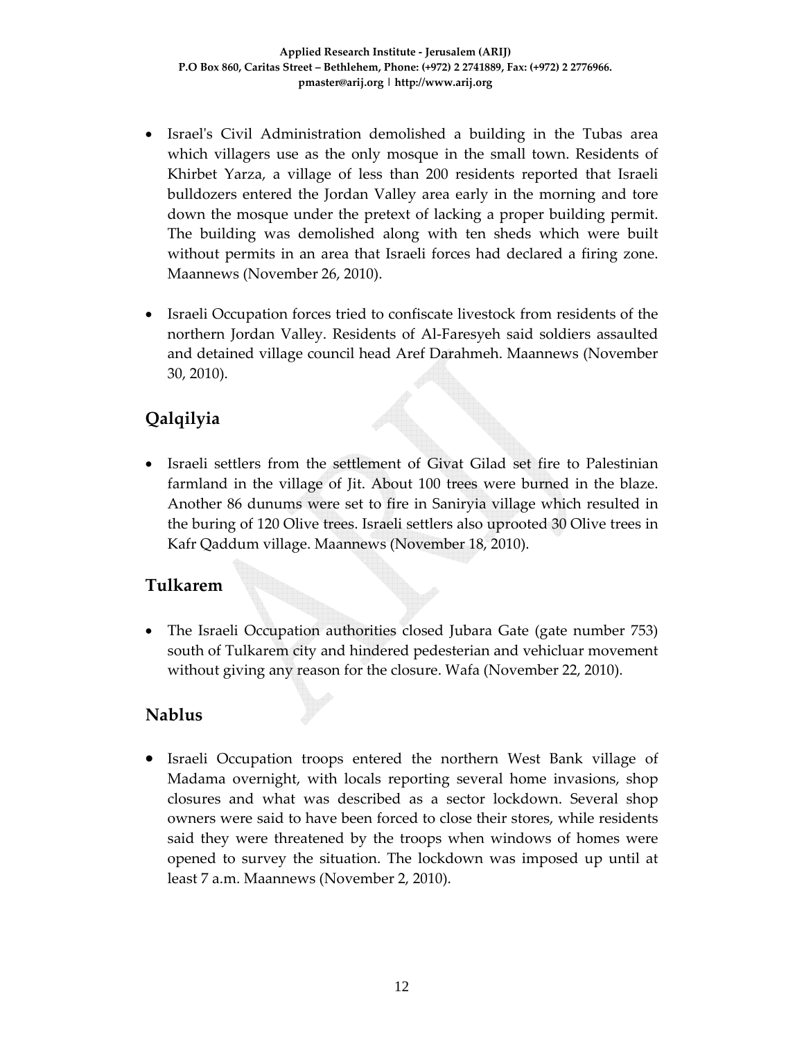- Israel's Civil Administration demolished a building in the Tubas area which villagers use as the only mosque in the small town. Residents of Khirbet Yarza, a village of less than 200 residents reported that Israeli bulldozers entered the Jordan Valley area early in the morning and tore down the mosque under the pretext of lacking a proper building permit. The building was demolished along with ten sheds which were built without permits in an area that Israeli forces had declared a firing zone. Maannews (November 26, 2010).

- Israeli Occupation forces tried to confiscate livestock from residents of the northern Jordan Valley. Residents of Al-Faresyeh said soldiers assaulted and detained village council head Aref Darahmeh. Maannews (November 30, 2010).

## Qalqilyia

- Israeli settlers from the settlement of Givat Gilad set fire to Palestinian farmland in the village of Jit. About 100 trees were burned in the blaze. Another 86 dunums were set to fire in Saniryia village which resulted in the buring of 120 Olive trees. Israeli settlers also uprooted 30 Olive trees in Kafr Qaddum village. Maannews (November 18, 2010).

## Tulkarem

- The Israeli Occupation authorities closed Jubara Gate (gate number 753) south of Tulkarem city and hindered pedesterian and vehicluar movement without giving any reason for the closure. Wafa (November 22, 2010).

## Nablus

- Israeli Occupation troops entered the northern West Bank village of Madama overnight, with locals reporting several home invasions, shop closures and what was described as a sector lockdown. Several shop owners were said to have been forced to close their stores, while residents said they were threatened by the troops when windows of homes were opened to survey the situation. The lockdown was imposed up until at least 7 a.m. Maannews (November 2, 2010).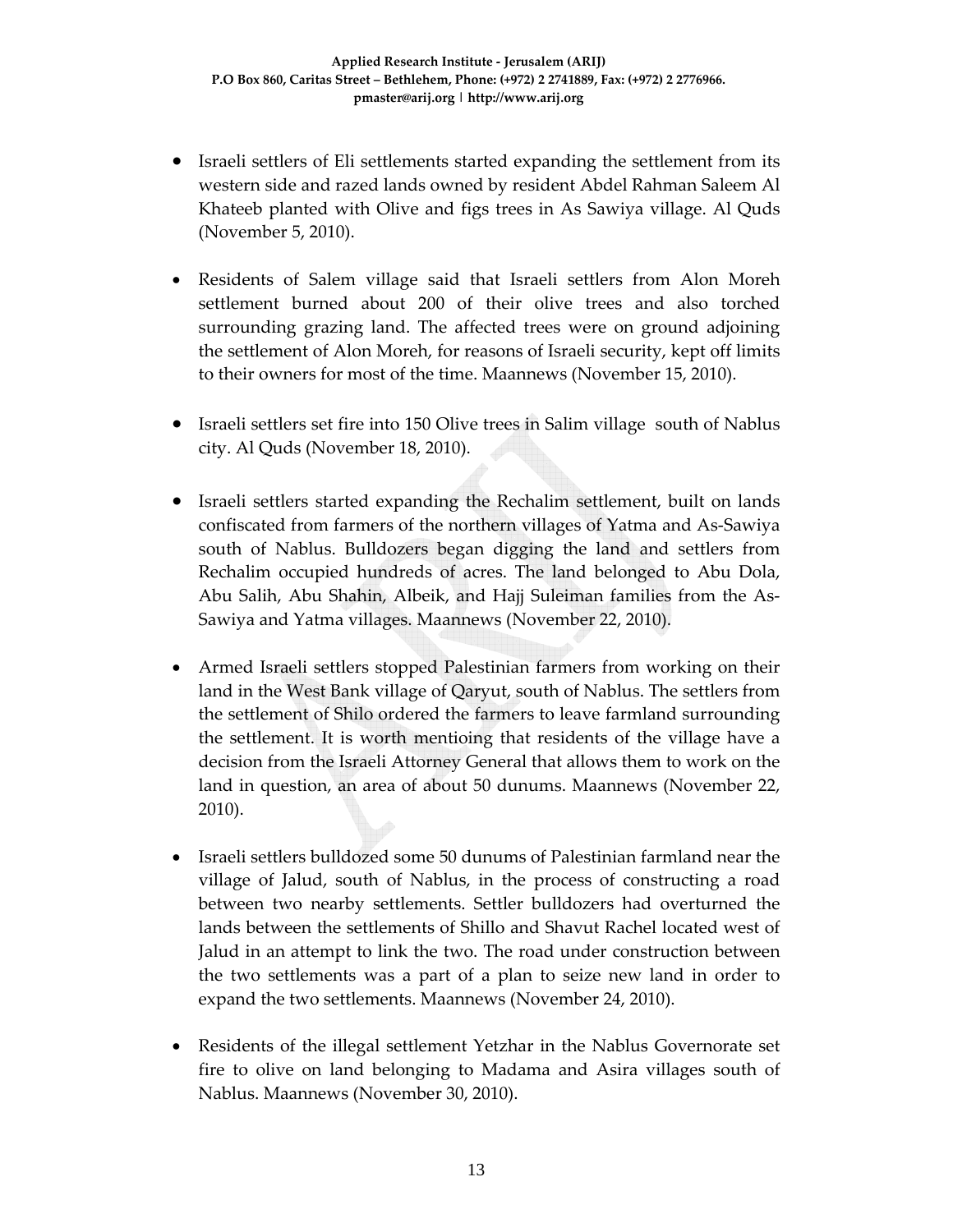- Israeli settlers of Eli settlements started expanding the settlement from its western side and razed lands owned by resident Abdel Rahman Saleem Al Khateeb planted with Olive and figs trees in As Sawiya village. Al Quds (November 5, 2010).

- Residents of Salem village said that Israeli settlers from Alon Moreh settlement burned about 200 of their olive trees and also torched surrounding grazing land. The affected trees were on ground adjoining the settlement of Alon Moreh, for reasons of Israeli security, kept off limits to their owners for most of the time. Maannews (November 15, 2010).

- Israeli settlers set fire into 150 Olive trees in Salim village south of Nablus city. Al Quds (November 18, 2010).

- Israeli settlers started expanding the Rechalim settlement, built on lands confiscated from farmers of the northern villages of Yatma and As-Sawiya south of Nablus. Bulldozers began digging the land and settlers from Rechalim occupied hundreds of acres. The land belonged to Abu Dola, Abu Salih, Abu Shahin, Albeik, and Hajj Suleiman families from the As-Sawiya and Yatma villages. Maannews (November 22, 2010).

- Armed Israeli settlers stopped Palestinian farmers from working on their land in the West Bank village of Qaryut, south of Nablus. The settlers from the settlement of Shilo ordered the farmers to leave farmland surrounding the settlement. It is worth mentioing that residents of the village have a decision from the Israeli Attorney General that allows them to work on the land in question, an area of about 50 dunums. Maannews (November 22, 2010).

- Israeli settlers bulldozed some 50 dunums of Palestinian farmland near the village of Jalud, south of Nablus, in the process of constructing a road between two nearby settlements. Settler bulldozers had overturned the lands between the settlements of Shillo and Shavut Rachel located west of Jalud in an attempt to link the two. The road under construction between the two settlements was a part of a plan to seize new land in order to expand the two settlements. Maannews (November 24, 2010).

- Residents of the illegal settlement Yetzhar in the Nablus Governorate set fire to olive on land belonging to Madama and Asira villages south of Nablus. Maannews (November 30, 2010).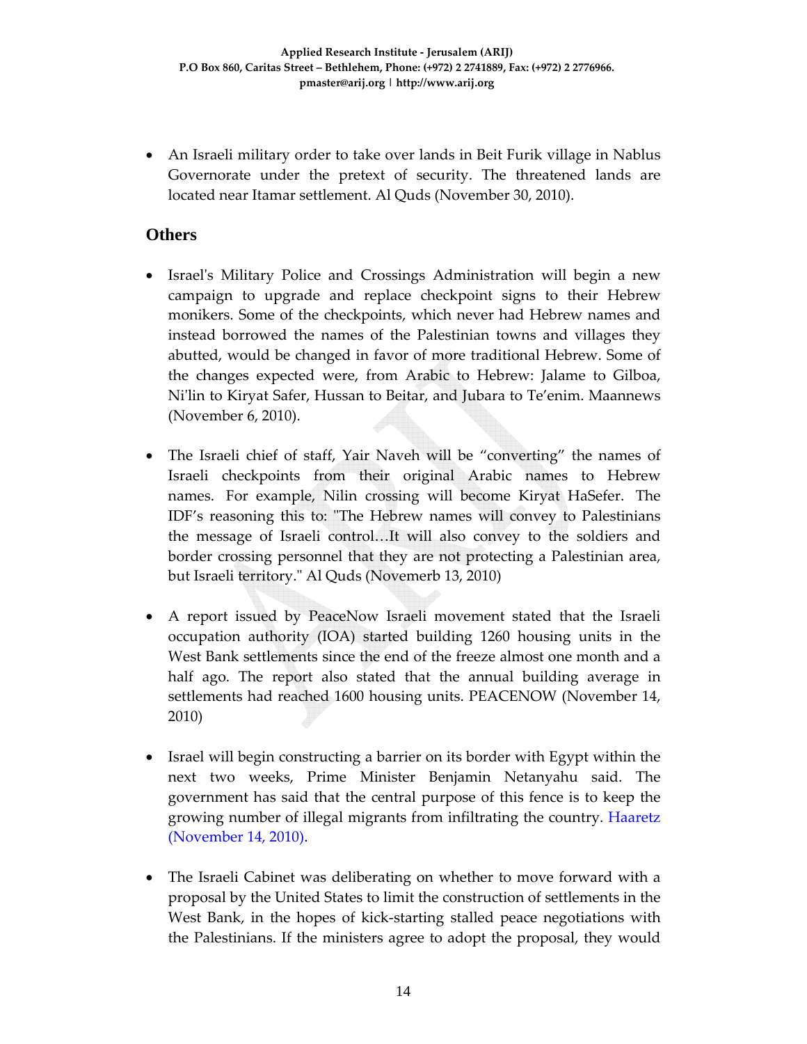- An Israeli military order to take over lands in Beit Furik village in Nablus Governorate under the pretext of security. The threatened lands are located near Itamar settlement. Al Quds (November 30, 2010).

## Others

- Israel's Military Police and Crossings Administration will begin a new campaign to upgrade and replace checkpoint signs to their Hebrew monikers. Some of the checkpoints, which never had Hebrew names and instead borrowed the names of the Palestinian towns and villages they abutted, would be changed in favor of more traditional Hebrew. Some of the changes expected were, from Arabic to Hebrew: Jalame to Gilboa, Ni'lin to Kiryat Safer, Hussan to Beitar, and Jubara to Te'enim. Maannews (November 6, 2010).

- The Israeli chief of staff, Yair Naveh will be "converting" the names of Israeli checkpoints from their original Arabic names to Hebrew names. For example, Nilin crossing will become Kiryat HaSefer. The IDF's reasoning this to: "The Hebrew names will convey to Palestinians the message of Israeli control…It will also convey to the soldiers and border crossing personnel that they are not protecting a Palestinian area, but Israeli territory." Al Quds (Novemerb 13, 2010)

- A report issued by PeaceNow Israeli movement stated that the Israeli occupation authority (IOA) started building 1260 housing units in the West Bank settlements since the end of the freeze almost one month and a half ago. The report also stated that the annual building average in settlements had reached 1600 housing units. PEACENOW (November 14, 2010)

- Israel will begin constructing a barrier on its border with Egypt within the next two weeks, Prime Minister Benjamin Netanyahu said. The government has said that the central purpose of this fence is to keep the growing number of illegal migrants from infiltrating the country. Haaretz (November 14, 2010).

- The Israeli Cabinet was deliberating on whether to move forward with a proposal by the United States to limit the construction of settlements in the West Bank, in the hopes of kick-starting stalled peace negotiations with the Palestinians. If the ministers agree to adopt the proposal, they would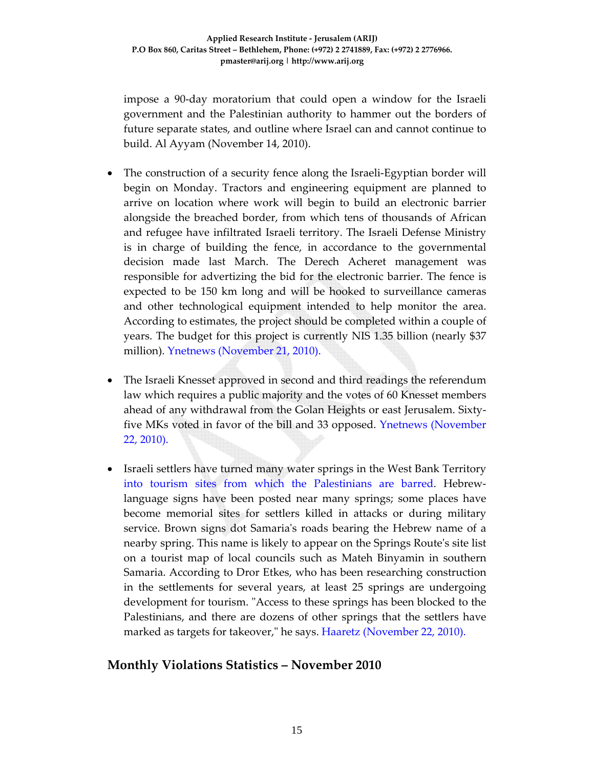impose a 90-day moratorium that could open a window for the Israeli government and the Palestinian authority to hammer out the borders of future separate states, and outline where Israel can and cannot continue to build. Al Ayyam (November 14, 2010).

- The construction of a security fence along the Israeli-Egyptian border will begin on Monday. Tractors and engineering equipment are planned to arrive on location where work will begin to build an electronic barrier alongside the breached border, from which tens of thousands of African and refugee have infiltrated Israeli territory. The Israeli Defense Ministry is in charge of building the fence, in accordance to the governmental decision made last March. The Derech Acheret management was responsible for advertizing the bid for the electronic barrier. The fence is expected to be 150 km long and will be hooked to surveillance cameras and other technological equipment intended to help monitor the area. According to estimates, the project should be completed within a couple of years. The budget for this project is currently NIS 1.35 billion (nearly $37 million). Ynetnews (November 21, 2010).

- The Israeli Knesset approved in second and third readings the referendum law which requires a public majority and the votes of 60 Knesset members ahead of any withdrawal from the Golan Heights or east Jerusalem. Sixty-five MKs voted in favor of the bill and 33 opposed. Ynetnews (November 22, 2010).

- Israeli settlers have turned many water springs in the West Bank Territory into tourism sites from which the Palestinians are barred. Hebrew-language signs have been posted near many springs; some places have become memorial sites for settlers killed in attacks or during military service. Brown signs dot Samaria's roads bearing the Hebrew name of a nearby spring. This name is likely to appear on the Springs Route's site list on a tourist map of local councils such as Mateh Binyamin in southern Samaria. According to Dror Etkes, who has been researching construction in the settlements for several years, at least 25 springs are undergoing development for tourism. "Access to these springs has been blocked to the Palestinians, and there are dozens of other springs that the settlers have marked as targets for takeover," he says. Haaretz (November 22, 2010).

## Monthly Violations Statistics – November 2010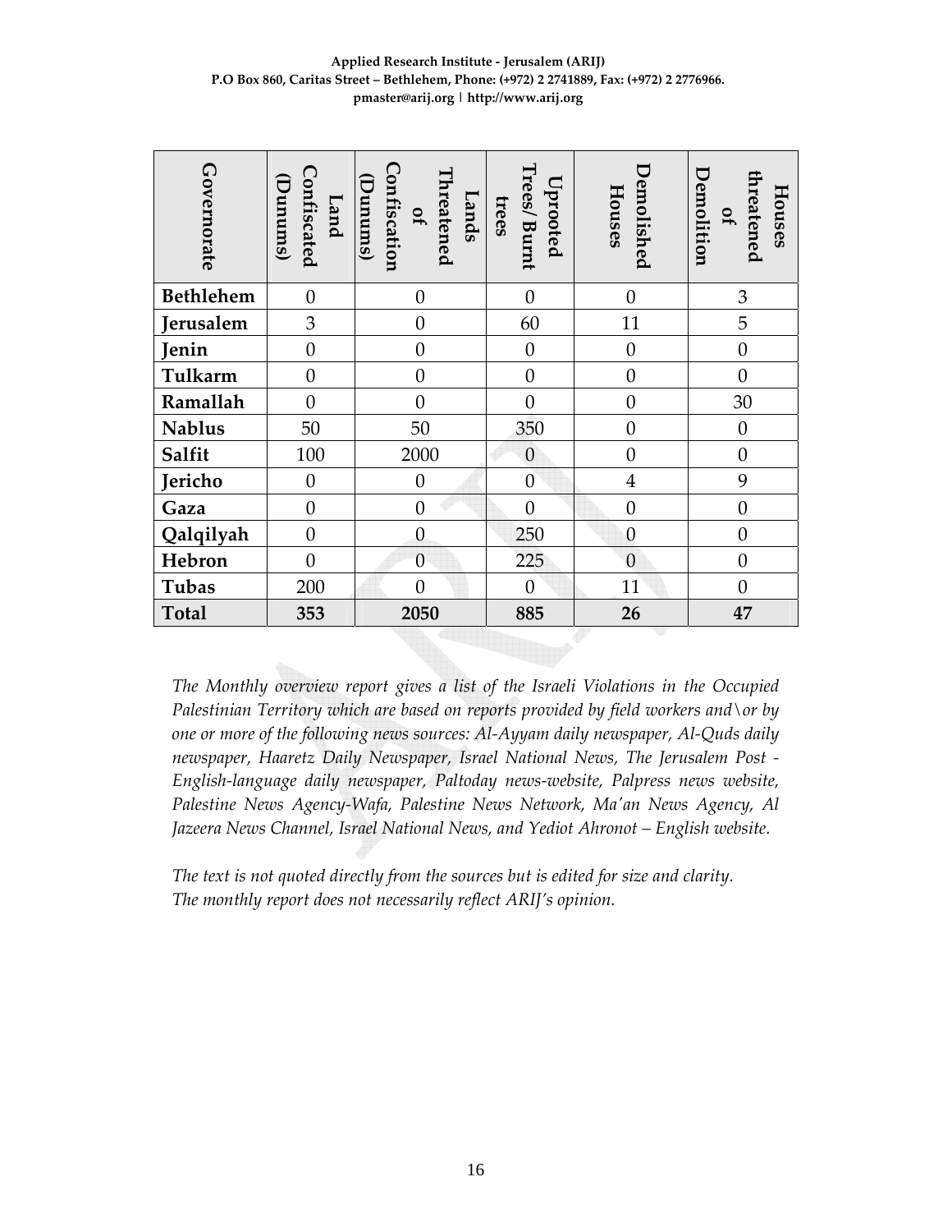| Governorate | Land Confiscated (Dunums) | Lands Threatened of Confiscation (Dunums) | Uprooted Trees/ Burnt trees | Demolished Houses | Houses threatened of Demolition |
|---|---|---|---|---|---|
| **Bethlehem** | 0 | 0 | 0 | 0 | 3 |
| **Jerusalem** | 3 | 0 | 60 | 11 | 5 |
| **Jenin** | 0 | 0 | 0 | 0 | 0 |
| **Tulkarm** | 0 | 0 | 0 | 0 | 0 |
| **Ramallah** | 0 | 0 | 0 | 0 | 30 |
| **Nablus** | 50 | 50 | 350 | 0 | 0 |
| **Salfit** | 100 | 2000 | 0 | 0 | 0 |
| **Jericho** | 0 | 0 | 0 | 4 | 9 |
| **Gaza** | 0 | 0 | 0 | 0 | 0 |
| **Qalqilyah** | 0 | 0 | 250 | 0 | 0 |
| **Hebron** | 0 | 0 | 225 | 0 | 0 |
| **Tubas** | 200 | 0 | 0 | 11 | 0 |
| **Total** | **353** | **2050** | **885** | **26** | **47** |

*The Monthly overview report gives a list of the Israeli Violations in the Occupied Palestinian Territory which are based on reports provided by field workers and\or by one or more of the following news sources: Al-Ayyam daily newspaper, Al-Quds daily newspaper, Haaretz Daily Newspaper, Israel National News, The Jerusalem Post - English-language daily newspaper, Paltoday news-website, Palpress news website, Palestine News Agency-Wafa, Palestine News Network, Ma'an News Agency, Al Jazeera News Channel, Israel National News, and Yediot Ahronot – English website.*

*The text is not quoted directly from the sources but is edited for size and clarity.*
*The monthly report does not necessarily reflect ARIJ's opinion.*